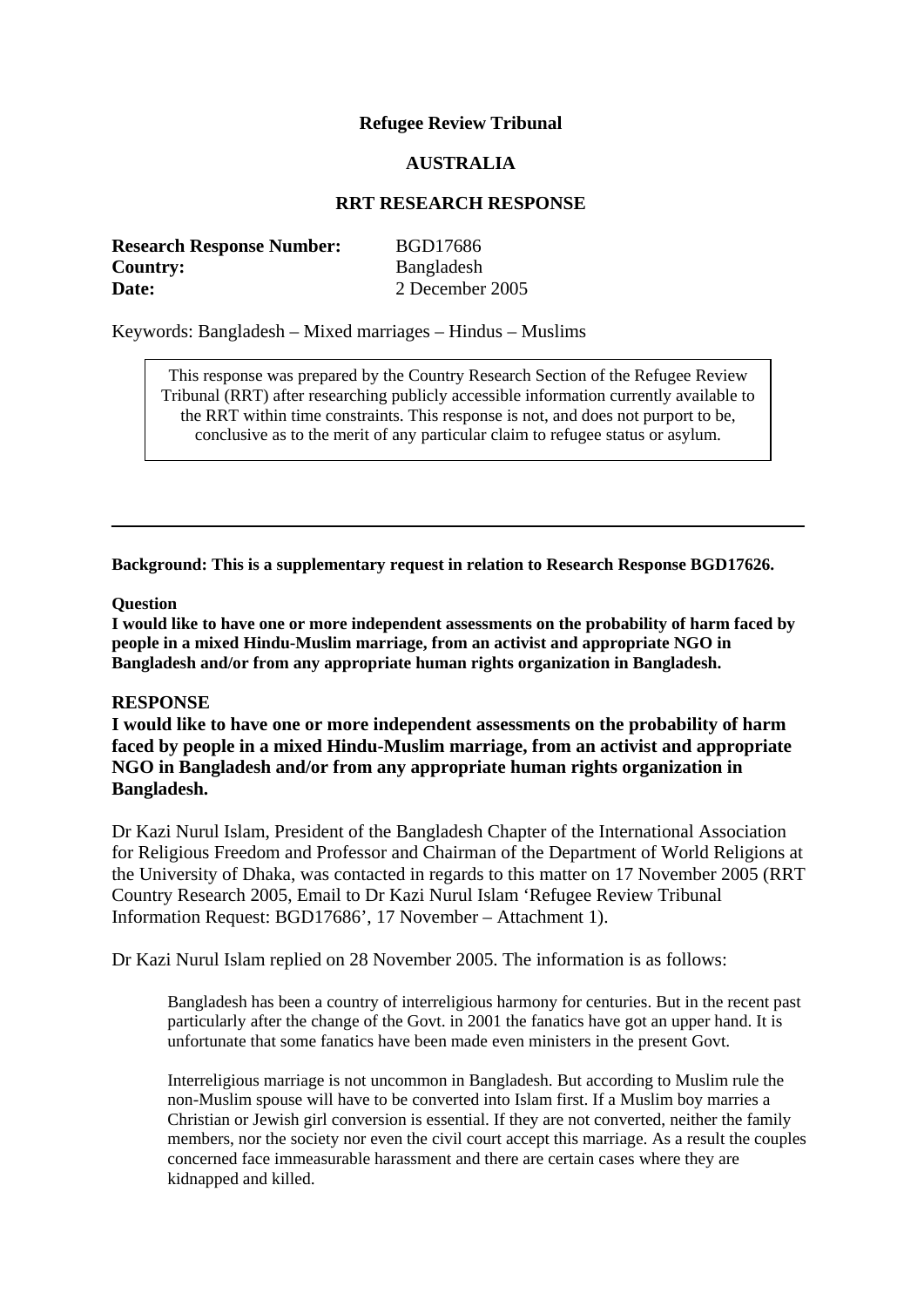**Refugee Review Tribunal**

**AUSTRALIA**

**RRT RESEARCH RESPONSE**

| | |
|---|---|
| **Research Response Number:** | BGD17686 |
| **Country:** | Bangladesh |
| **Date:** | 2 December 2005 |

Keywords: Bangladesh – Mixed marriages – Hindus – Muslims

> This response was prepared by the Country Research Section of the Refugee Review Tribunal (RRT) after researching publicly accessible information currently available to the RRT within time constraints. This response is not, and does not purport to be, conclusive as to the merit of any particular claim to refugee status or asylum.

---

**Background: This is a supplementary request in relation to Research Response BGD17626.**

**Question**

**I would like to have one or more independent assessments on the probability of harm faced by people in a mixed Hindu-Muslim marriage, from an activist and appropriate NGO in Bangladesh and/or from any appropriate human rights organization in Bangladesh.**

## RESPONSE

### I would like to have one or more independent assessments on the probability of harm faced by people in a mixed Hindu-Muslim marriage, from an activist and appropriate NGO in Bangladesh and/or from any appropriate human rights organization in Bangladesh.

Dr Kazi Nurul Islam, President of the Bangladesh Chapter of the International Association for Religious Freedom and Professor and Chairman of the Department of World Religions at the University of Dhaka, was contacted in regards to this matter on 17 November 2005 (RRT Country Research 2005, Email to Dr Kazi Nurul Islam 'Refugee Review Tribunal Information Request: BGD17686', 17 November – Attachment 1).

Dr Kazi Nurul Islam replied on 28 November 2005. The information is as follows:

> Bangladesh has been a country of interreligious harmony for centuries. But in the recent past particularly after the change of the Govt. in 2001 the fanatics have got an upper hand. It is unfortunate that some fanatics have been made even ministers in the present Govt.
>
> Interreligious marriage is not uncommon in Bangladesh. But according to Muslim rule the non-Muslim spouse will have to be converted into Islam first. If a Muslim boy marries a Christian or Jewish girl conversion is essential. If they are not converted, neither the family members, nor the society nor even the civil court accept this marriage. As a result the couples concerned face immeasurable harassment and there are certain cases where they are kidnapped and killed.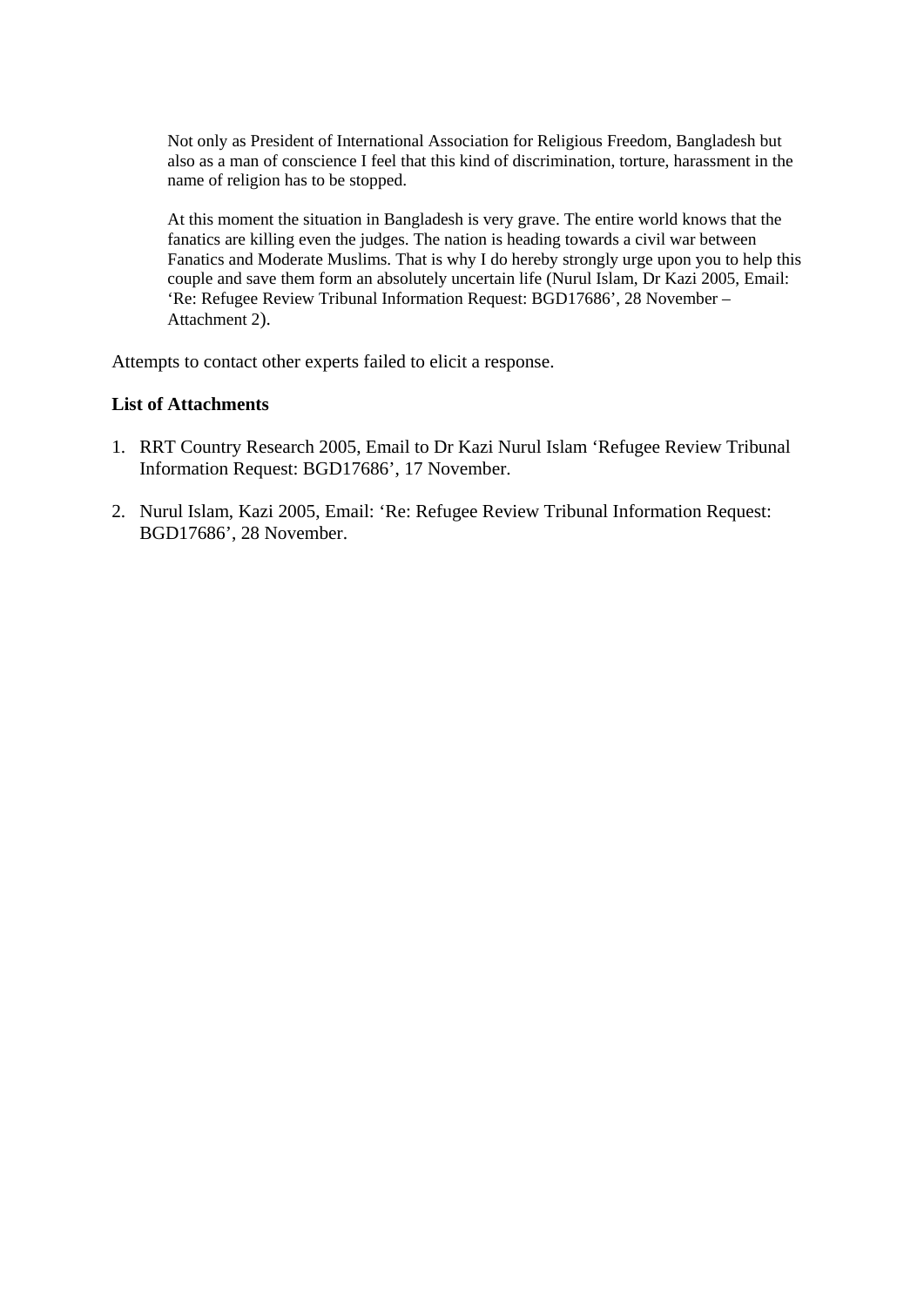> Not only as President of International Association for Religious Freedom, Bangladesh but also as a man of conscience I feel that this kind of discrimination, torture, harassment in the name of religion has to be stopped.
>
> At this moment the situation in Bangladesh is very grave. The entire world knows that the fanatics are killing even the judges. The nation is heading towards a civil war between Fanatics and Moderate Muslims. That is why I do hereby strongly urge upon you to help this couple and save them form an absolutely uncertain life (Nurul Islam, Dr Kazi 2005, Email: 'Re: Refugee Review Tribunal Information Request: BGD17686', 28 November – Attachment 2).

Attempts to contact other experts failed to elicit a response.

**List of Attachments**

1. RRT Country Research 2005, Email to Dr Kazi Nurul Islam 'Refugee Review Tribunal Information Request: BGD17686', 17 November.

2. Nurul Islam, Kazi 2005, Email: 'Re: Refugee Review Tribunal Information Request: BGD17686', 28 November.